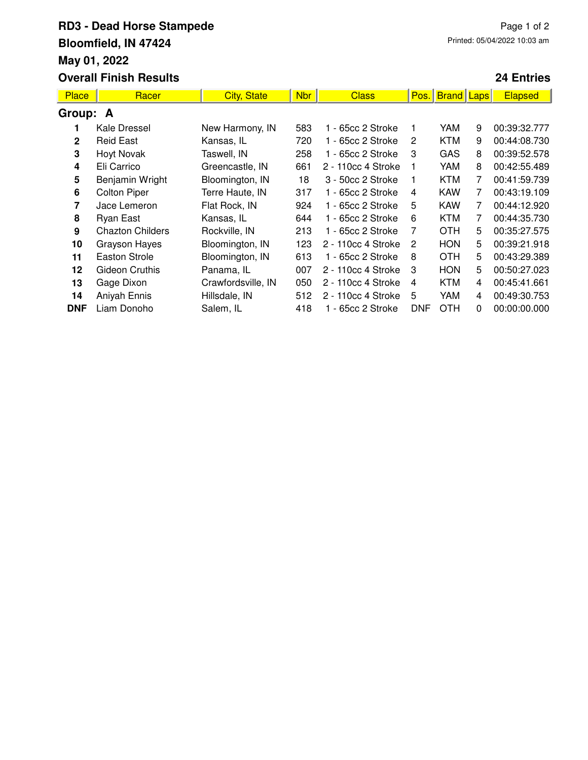# RD3 - Dead Horse Stampede

**Bloomfield, IN 47424**

**May 01, 2022**

**Overall Finish Results**

**24 Entries**

Printed: 05/04/2022 10:03 am

## Group: A

| Place | Racer | City, State | Nbr | Class | Pos. | Brand | Laps | Elapsed |
|---|---|---|---|---|---|---|---|---|
| 1 | Kale Dressel | New Harmony, IN | 583 | 1 - 65cc 2 Stroke | 1 | YAM | 9 | 00:39:32.777 |
| 2 | Reid East | Kansas, IL | 720 | 1 - 65cc 2 Stroke | 2 | KTM | 9 | 00:44:08.730 |
| 3 | Hoyt Novak | Taswell, IN | 258 | 1 - 65cc 2 Stroke | 3 | GAS | 8 | 00:39:52.578 |
| 4 | Eli Carrico | Greencastle, IN | 661 | 2 - 110cc 4 Stroke | 1 | YAM | 8 | 00:42:55.489 |
| 5 | Benjamin Wright | Bloomington, IN | 18 | 3 - 50cc 2 Stroke | 1 | KTM | 7 | 00:41:59.739 |
| 6 | Colton Piper | Terre Haute, IN | 317 | 1 - 65cc 2 Stroke | 4 | KAW | 7 | 00:43:19.109 |
| 7 | Jace Lemeron | Flat Rock, IN | 924 | 1 - 65cc 2 Stroke | 5 | KAW | 7 | 00:44:12.920 |
| 8 | Ryan East | Kansas, IL | 644 | 1 - 65cc 2 Stroke | 6 | KTM | 7 | 00:44:35.730 |
| 9 | Chazton Childers | Rockville, IN | 213 | 1 - 65cc 2 Stroke | 7 | OTH | 5 | 00:35:27.575 |
| 10 | Grayson Hayes | Bloomington, IN | 123 | 2 - 110cc 4 Stroke | 2 | HON | 5 | 00:39:21.918 |
| 11 | Easton Strole | Bloomington, IN | 613 | 1 - 65cc 2 Stroke | 8 | OTH | 5 | 00:43:29.389 |
| 12 | Gideon Cruthis | Panama, IL | 007 | 2 - 110cc 4 Stroke | 3 | HON | 5 | 00:50:27.023 |
| 13 | Gage Dixon | Crawfordsville, IN | 050 | 2 - 110cc 4 Stroke | 4 | KTM | 4 | 00:45:41.661 |
| 14 | Aniyah Ennis | Hillsdale, IN | 512 | 2 - 110cc 4 Stroke | 5 | YAM | 4 | 00:49:30.753 |
| DNF | Liam Donoho | Salem, IL | 418 | 1 - 65cc 2 Stroke | DNF | OTH | 0 | 00:00:00.000 |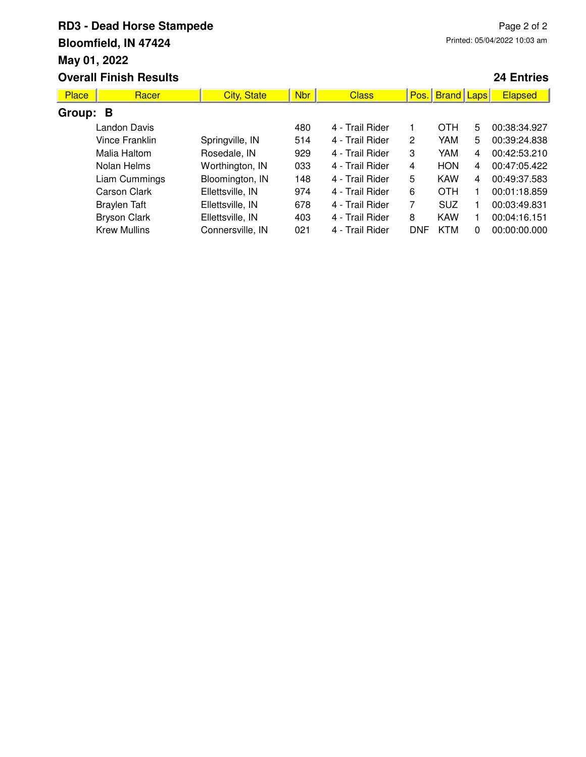## RD3 - Dead Horse Stampede

**Bloomfield, IN 47424**

**May 01, 2022**

Printed: 05/04/2022 10:03 am

**Overall Finish Results** — **24 Entries**

| Place | Racer | City, State | Nbr | Class | Pos. | Brand | Laps | Elapsed |
|---|---|---|---|---|---|---|---|---|
| **Group: B** | | | | | | | | |
| | Landon Davis | | 480 | 4 - Trail Rider | 1 | OTH | 5 | 00:38:34.927 |
| | Vince Franklin | Springville, IN | 514 | 4 - Trail Rider | 2 | YAM | 5 | 00:39:24.838 |
| | Malia Haltom | Rosedale, IN | 929 | 4 - Trail Rider | 3 | YAM | 4 | 00:42:53.210 |
| | Nolan Helms | Worthington, IN | 033 | 4 - Trail Rider | 4 | HON | 4 | 00:47:05.422 |
| | Liam Cummings | Bloomington, IN | 148 | 4 - Trail Rider | 5 | KAW | 4 | 00:49:37.583 |
| | Carson Clark | Ellettsville, IN | 974 | 4 - Trail Rider | 6 | OTH | 1 | 00:01:18.859 |
| | Braylen Taft | Ellettsville, IN | 678 | 4 - Trail Rider | 7 | SUZ | 1 | 00:03:49.831 |
| | Bryson Clark | Ellettsville, IN | 403 | 4 - Trail Rider | 8 | KAW | 1 | 00:04:16.151 |
| | Krew Mullins | Connersville, IN | 021 | 4 - Trail Rider | DNF | KTM | 0 | 00:00:00.000 |